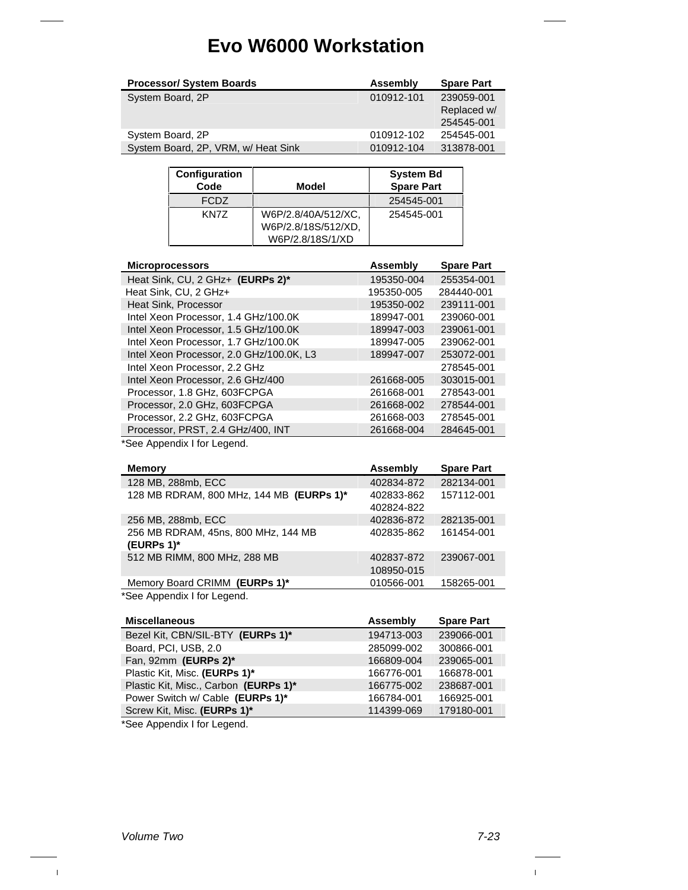# Evo W6000 Workstation

| Processor/ System Boards | Assembly | Spare Part |
|---|---|---|
| System Board, 2P | 010912-101 | 239059-001 Replaced w/ 254545-001 |
| System Board, 2P | 010912-102 | 254545-001 |
| System Board, 2P, VRM, w/ Heat Sink | 010912-104 | 313878-001 |

| Configuration Code | Model | System Bd Spare Part |
|---|---|---|
| FCDZ | | 254545-001 |
| KN7Z | W6P/2.8/40A/512/XC, W6P/2.8/18S/512/XD, W6P/2.8/18S/1/XD | 254545-001 |

| Microprocessors | Assembly | Spare Part |
|---|---|---|
| Heat Sink, CU, 2 GHz+ **(EURPs 2)*** | 195350-004 | 255354-001 |
| Heat Sink, CU, 2 GHz+ | 195350-005 | 284440-001 |
| Heat Sink, Processor | 195350-002 | 239111-001 |
| Intel Xeon Processor, 1.4 GHz/100.0K | 189947-001 | 239060-001 |
| Intel Xeon Processor, 1.5 GHz/100.0K | 189947-003 | 239061-001 |
| Intel Xeon Processor, 1.7 GHz/100.0K | 189947-005 | 239062-001 |
| Intel Xeon Processor, 2.0 GHz/100.0K, L3 | 189947-007 | 253072-001 |
| Intel Xeon Processor, 2.2 GHz | | 278545-001 |
| Intel Xeon Processor, 2.6 GHz/400 | 261668-005 | 303015-001 |
| Processor, 1.8 GHz, 603FCPGA | 261668-001 | 278543-001 |
| Processor, 2.0 GHz, 603FCPGA | 261668-002 | 278544-001 |
| Processor, 2.2 GHz, 603FCPGA | 261668-003 | 278545-001 |
| Processor, PRST, 2.4 GHz/400, INT | 261668-004 | 284645-001 |

*See Appendix I for Legend.

| Memory | Assembly | Spare Part |
|---|---|---|
| 128 MB, 288mb, ECC | 402834-872 | 282134-001 |
| 128 MB RDRAM, 800 MHz, 144 MB **(EURPs 1)*** | 402833-862 402824-822 | 157112-001 |
| 256 MB, 288mb, ECC | 402836-872 | 282135-001 |
| 256 MB RDRAM, 45ns, 800 MHz, 144 MB **(EURPs 1)*** | 402835-862 | 161454-001 |
| 512 MB RIMM, 800 MHz, 288 MB | 402837-872 108950-015 | 239067-001 |
| Memory Board CRIMM **(EURPs 1)*** | 010566-001 | 158265-001 |

*See Appendix I for Legend.

| Miscellaneous | Assembly | Spare Part |
|---|---|---|
| Bezel Kit, CBN/SIL-BTY **(EURPs 1)*** | 194713-003 | 239066-001 |
| Board, PCI, USB, 2.0 | 285099-002 | 300866-001 |
| Fan, 92mm **(EURPs 2)*** | 166809-004 | 239065-001 |
| Plastic Kit, Misc. **(EURPs 1)*** | 166776-001 | 166878-001 |
| Plastic Kit, Misc., Carbon **(EURPs 1)*** | 166775-002 | 238687-001 |
| Power Switch w/ Cable **(EURPs 1)*** | 166784-001 | 166925-001 |
| Screw Kit, Misc. **(EURPs 1)*** | 114399-069 | 179180-001 |

*See Appendix I for Legend.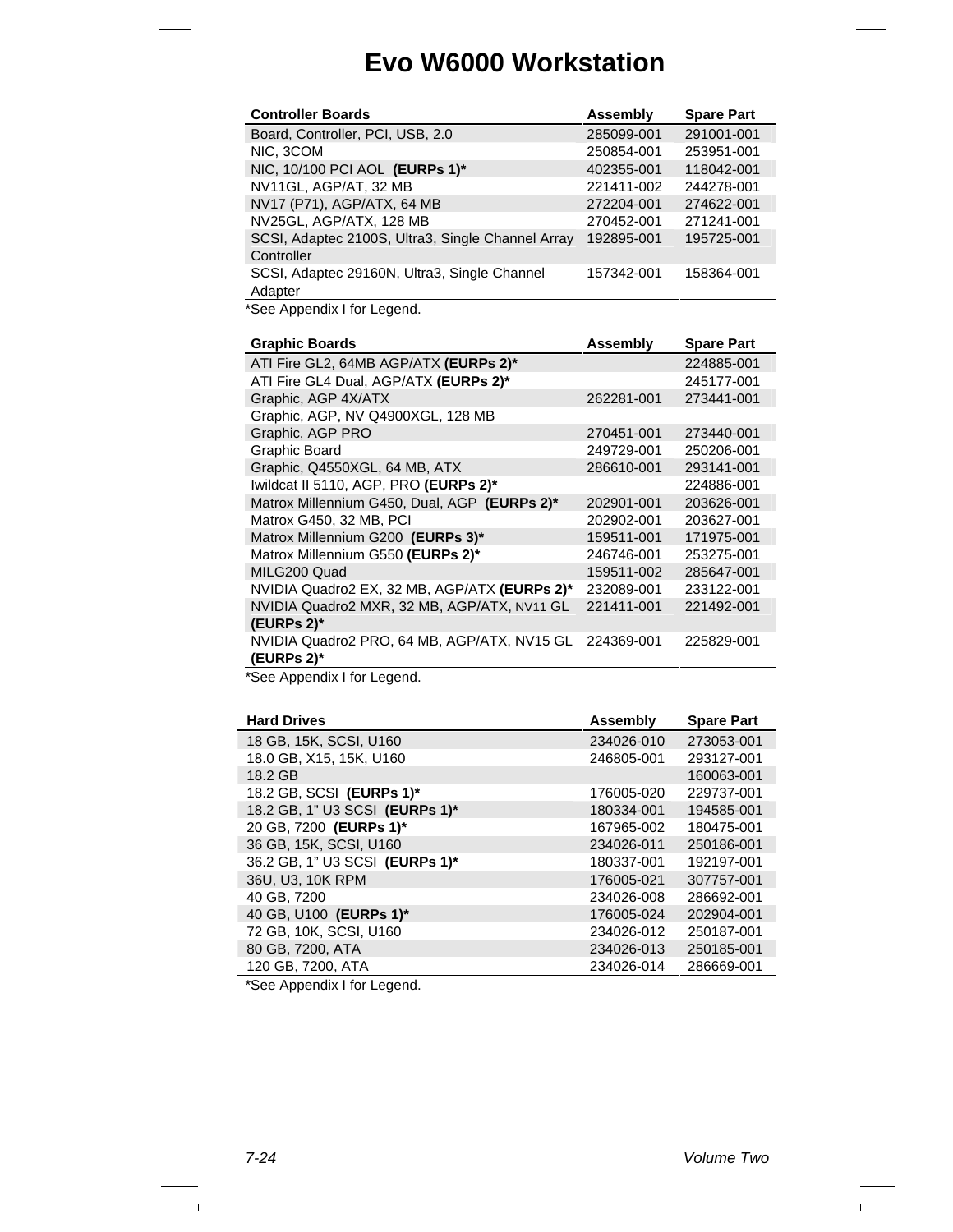# Evo W6000 Workstation

| Controller Boards | Assembly | Spare Part |
|---|---|---|
| Board, Controller, PCI, USB, 2.0 | 285099-001 | 291001-001 |
| NIC, 3COM | 250854-001 | 253951-001 |
| NIC, 10/100 PCI AOL **(EURPs 1)*** | 402355-001 | 118042-001 |
| NV11GL, AGP/AT, 32 MB | 221411-002 | 244278-001 |
| NV17 (P71), AGP/ATX, 64 MB | 272204-001 | 274622-001 |
| NV25GL, AGP/ATX, 128 MB | 270452-001 | 271241-001 |
| SCSI, Adaptec 2100S, Ultra3, Single Channel Array Controller | 192895-001 | 195725-001 |
| SCSI, Adaptec 29160N, Ultra3, Single Channel Adapter | 157342-001 | 158364-001 |

*See Appendix I for Legend.

| Graphic Boards | Assembly | Spare Part |
|---|---|---|
| ATI Fire GL2, 64MB AGP/ATX **(EURPs 2)*** | | 224885-001 |
| ATI Fire GL4 Dual, AGP/ATX **(EURPs 2)*** | | 245177-001 |
| Graphic, AGP 4X/ATX | 262281-001 | 273441-001 |
| Graphic, AGP, NV Q4900XGL, 128 MB | | |
| Graphic, AGP PRO | 270451-001 | 273440-001 |
| Graphic Board | 249729-001 | 250206-001 |
| Graphic, Q4550XGL, 64 MB, ATX | 286610-001 | 293141-001 |
| Iwildcat II 5110, AGP, PRO **(EURPs 2)*** | | 224886-001 |
| Matrox Millennium G450, Dual, AGP **(EURPs 2)*** | 202901-001 | 203626-001 |
| Matrox G450, 32 MB, PCI | 202902-001 | 203627-001 |
| Matrox Millennium G200 **(EURPs 3)*** | 159511-001 | 171975-001 |
| Matrox Millennium G550 **(EURPs 2)*** | 246746-001 | 253275-001 |
| MILG200 Quad | 159511-002 | 285647-001 |
| NVIDIA Quadro2 EX, 32 MB, AGP/ATX **(EURPs 2)*** | 232089-001 | 233122-001 |
| NVIDIA Quadro2 MXR, 32 MB, AGP/ATX, NV11 GL **(EURPs 2)*** | 221411-001 | 221492-001 |
| NVIDIA Quadro2 PRO, 64 MB, AGP/ATX, NV15 GL **(EURPs 2)*** | 224369-001 | 225829-001 |

*See Appendix I for Legend.

| Hard Drives | Assembly | Spare Part |
|---|---|---|
| 18 GB, 15K, SCSI, U160 | 234026-010 | 273053-001 |
| 18.0 GB, X15, 15K, U160 | 246805-001 | 293127-001 |
| 18.2 GB | | 160063-001 |
| 18.2 GB, SCSI **(EURPs 1)*** | 176005-020 | 229737-001 |
| 18.2 GB, 1" U3 SCSI **(EURPs 1)*** | 180334-001 | 194585-001 |
| 20 GB, 7200 **(EURPs 1)*** | 167965-002 | 180475-001 |
| 36 GB, 15K, SCSI, U160 | 234026-011 | 250186-001 |
| 36.2 GB, 1" U3 SCSI **(EURPs 1)*** | 180337-001 | 192197-001 |
| 36U, U3, 10K RPM | 176005-021 | 307757-001 |
| 40 GB, 7200 | 234026-008 | 286692-001 |
| 40 GB, U100 **(EURPs 1)*** | 176005-024 | 202904-001 |
| 72 GB, 10K, SCSI, U160 | 234026-012 | 250187-001 |
| 80 GB, 7200, ATA | 234026-013 | 250185-001 |
| 120 GB, 7200, ATA | 234026-014 | 286669-001 |

*See Appendix I for Legend.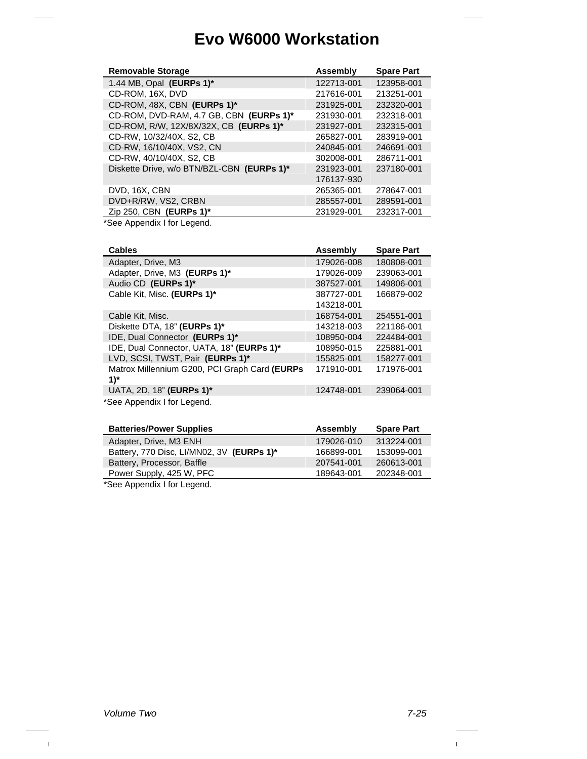# Evo W6000 Workstation

| Removable Storage | Assembly | Spare Part |
|---|---|---|
| 1.44 MB, Opal **(EURPs 1)*** | 122713-001 | 123958-001 |
| CD-ROM, 16X, DVD | 217616-001 | 213251-001 |
| CD-ROM, 48X, CBN **(EURPs 1)*** | 231925-001 | 232320-001 |
| CD-ROM, DVD-RAM, 4.7 GB, CBN **(EURPs 1)*** | 231930-001 | 232318-001 |
| CD-ROM, R/W, 12X/8X/32X, CB **(EURPs 1)*** | 231927-001 | 232315-001 |
| CD-RW, 10/32/40X, S2, CB | 265827-001 | 283919-001 |
| CD-RW, 16/10/40X, VS2, CN | 240845-001 | 246691-001 |
| CD-RW, 40/10/40X, S2, CB | 302008-001 | 286711-001 |
| Diskette Drive, w/o BTN/BZL-CBN **(EURPs 1)*** | 231923-001<br>176137-930 | 237180-001 |
| DVD, 16X, CBN | 265365-001 | 278647-001 |
| DVD+R/RW, VS2, CRBN | 285557-001 | 289591-001 |
| Zip 250, CBN **(EURPs 1)*** | 231929-001 | 232317-001 |

*See Appendix I for Legend.

| Cables | Assembly | Spare Part |
|---|---|---|
| Adapter, Drive, M3 | 179026-008 | 180808-001 |
| Adapter, Drive, M3 **(EURPs 1)*** | 179026-009 | 239063-001 |
| Audio CD **(EURPs 1)*** | 387527-001 | 149806-001 |
| Cable Kit, Misc. **(EURPs 1)*** | 387727-001<br>143218-001 | 166879-002 |
| Cable Kit, Misc. | 168754-001 | 254551-001 |
| Diskette DTA, 18” **(EURPs 1)*** | 143218-003 | 221186-001 |
| IDE, Dual Connector **(EURPs 1)*** | 108950-004 | 224484-001 |
| IDE, Dual Connector, UATA, 18” **(EURPs 1)*** | 108950-015 | 225881-001 |
| LVD, SCSI, TWST, Pair **(EURPs 1)*** | 155825-001 | 158277-001 |
| Matrox Millennium G200, PCI Graph Card **(EURPs 1)*** | 171910-001 | 171976-001 |
| UATA, 2D, 18” **(EURPs 1)*** | 124748-001 | 239064-001 |

*See Appendix I for Legend.

| Batteries/Power Supplies | Assembly | Spare Part |
|---|---|---|
| Adapter, Drive, M3 ENH | 179026-010 | 313224-001 |
| Battery, 770 Disc, LI/MN02, 3V **(EURPs 1)*** | 166899-001 | 153099-001 |
| Battery, Processor, Baffle | 207541-001 | 260613-001 |
| Power Supply, 425 W, PFC | 189643-001 | 202348-001 |

*See Appendix I for Legend.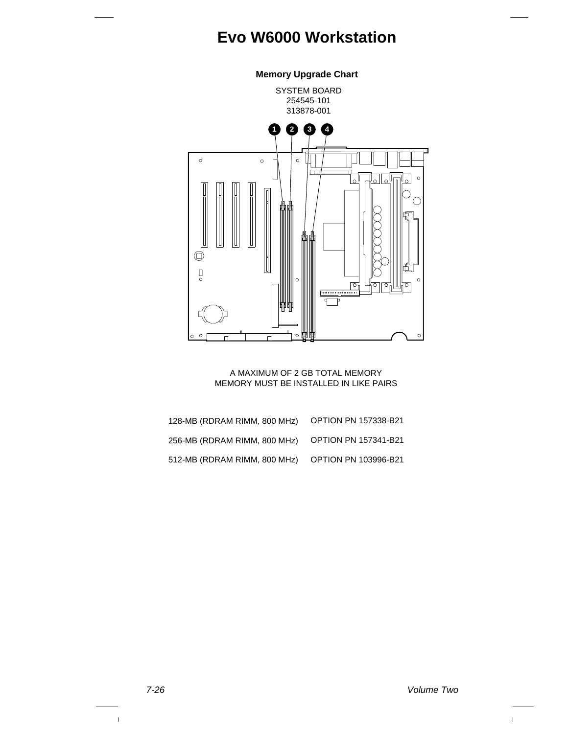# Evo W6000 Workstation

**Memory Upgrade Chart**

SYSTEM BOARD
254545-101
313878-001

1 2 3 4

A MAXIMUM OF 2 GB TOTAL MEMORY
MEMORY MUST BE INSTALLED IN LIKE PAIRS

| | |
|---|---|
| 128-MB (RDRAM RIMM, 800 MHz) | OPTION PN 157338-B21 |
| 256-MB (RDRAM RIMM, 800 MHz) | OPTION PN 157341-B21 |
| 512-MB (RDRAM RIMM, 800 MHz) | OPTION PN 103996-B21 |